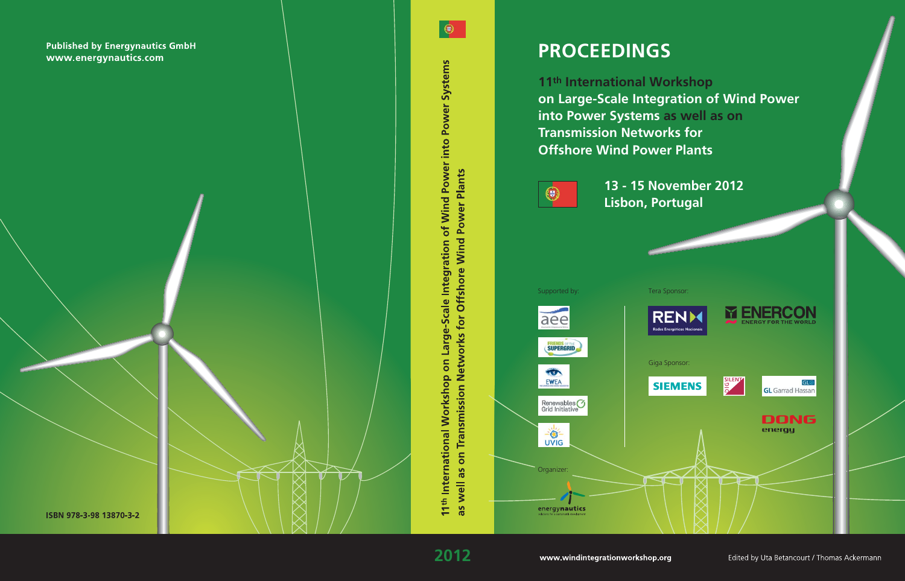Published by Energynautics GmbH
www.energynautics.com

ISBN 978-3-98 13870-3-2

11th International Workshop on Large-Scale Integration of Wind Power into Power Systems
as well as on Transmission Networks for Offshore Wind Power Plants

2012

# PROCEEDINGS

**11th International Workshop on Large-Scale Integration of Wind Power into Power Systems as well as on Transmission Networks for Offshore Wind Power Plants**

**13 - 15 November 2012**
**Lisbon, Portugal**

Supported by:

aee

Friends of the Supergrid

EWEA

Renewables Grid Initiative

UVIG

Organizer:

energynautics

Tera Sponsor:

REN Redes Energéticas Nacionais

ENERCON Energy for the World

Giga Sponsor:

SIEMENS

SILENT DIG

GL Garrad Hassan

DONG energy

www.windintegrationworkshop.org

Edited by Uta Betancourt / Thomas Ackermann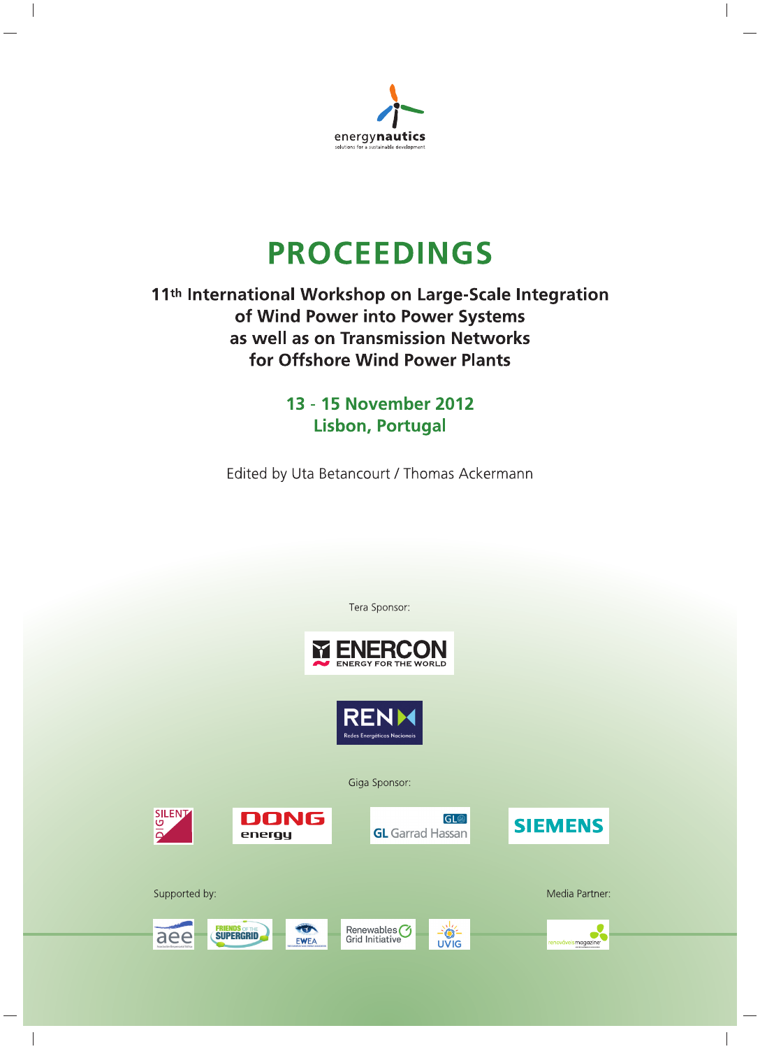energynautics

solutions for a sustainable development

# PROCEEDINGS

## 11th International Workshop on Large-Scale Integration of Wind Power into Power Systems as well as on Transmission Networks for Offshore Wind Power Plants

### 13 - 15 November 2012
### Lisbon, Portugal

Edited by Uta Betancourt / Thomas Ackermann

Tera Sponsor:

ENERCON – ENERGY FOR THE WORLD

REN – Redes Energéticas Nacionais

Giga Sponsor:

SILENT DIG

DONG energy

GL Garrad Hassan

SIEMENS

Supported by:

aee

FRIENDS OF THE SUPERGRID

EWEA

Renewables Grid Initiative

UVIG

Media Partner:

renováveis magazine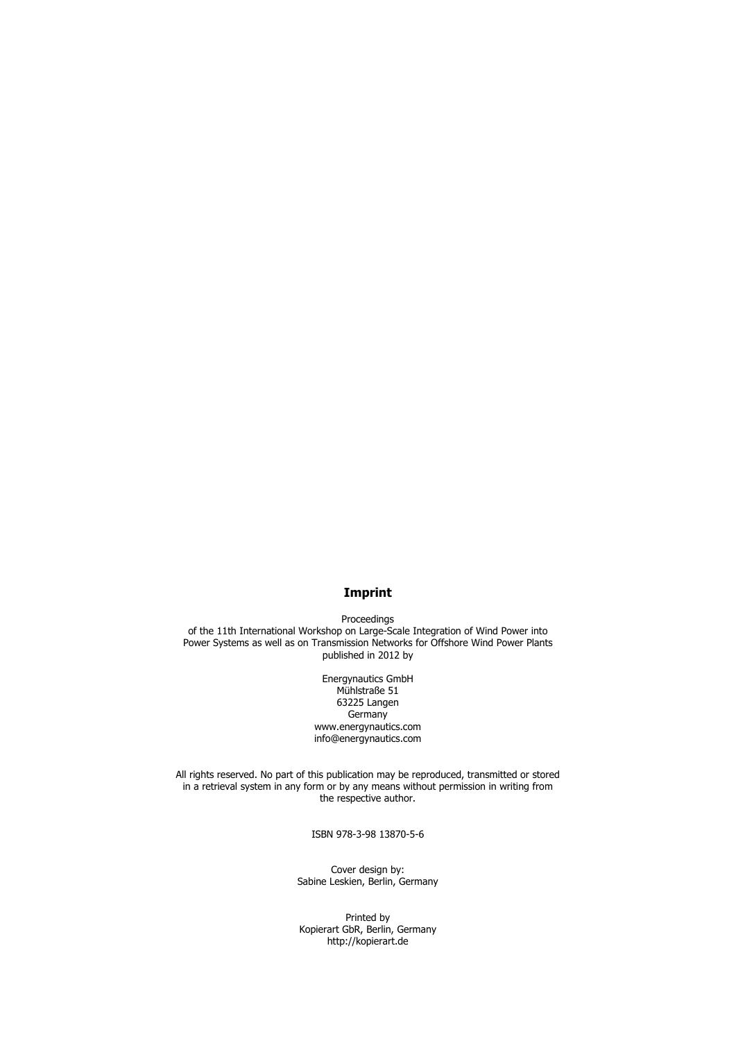## Imprint

Proceedings
of the 11th International Workshop on Large-Scale Integration of Wind Power into Power Systems as well as on Transmission Networks for Offshore Wind Power Plants published in 2012 by

Energynautics GmbH
Mühlstraße 51
63225 Langen
Germany
www.energynautics.com
info@energynautics.com

All rights reserved. No part of this publication may be reproduced, transmitted or stored in a retrieval system in any form or by any means without permission in writing from the respective author.

ISBN 978-3-98 13870-5-6

Cover design by:
Sabine Leskien, Berlin, Germany

Printed by
Kopierart GbR, Berlin, Germany
http://kopierart.de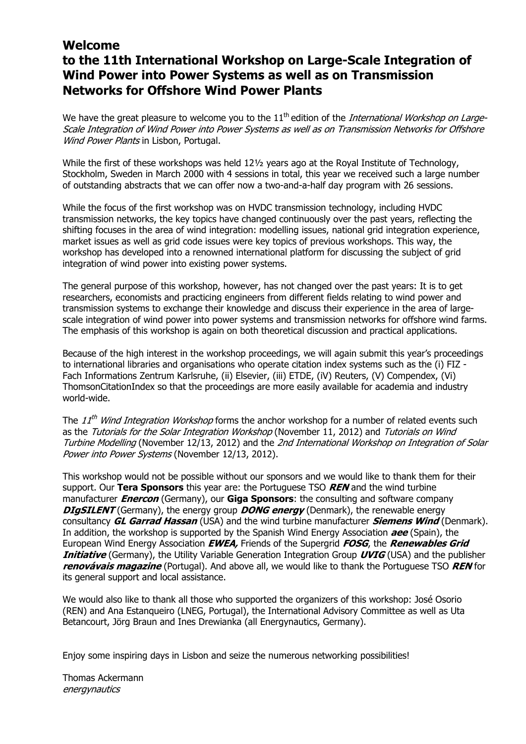# Welcome
# to the 11th International Workshop on Large-Scale Integration of Wind Power into Power Systems as well as on Transmission Networks for Offshore Wind Power Plants

We have the great pleasure to welcome you to the 11th edition of the *International Workshop on Large-Scale Integration of Wind Power into Power Systems as well as on Transmission Networks for Offshore Wind Power Plants* in Lisbon, Portugal.

While the first of these workshops was held 12½ years ago at the Royal Institute of Technology, Stockholm, Sweden in March 2000 with 4 sessions in total, this year we received such a large number of outstanding abstracts that we can offer now a two-and-a-half day program with 26 sessions.

While the focus of the first workshop was on HVDC transmission technology, including HVDC transmission networks, the key topics have changed continuously over the past years, reflecting the shifting focuses in the area of wind integration: modelling issues, national grid integration experience, market issues as well as grid code issues were key topics of previous workshops. This way, the workshop has developed into a renowned international platform for discussing the subject of grid integration of wind power into existing power systems.

The general purpose of this workshop, however, has not changed over the past years: It is to get researchers, economists and practicing engineers from different fields relating to wind power and transmission systems to exchange their knowledge and discuss their experience in the area of large-scale integration of wind power into power systems and transmission networks for offshore wind farms. The emphasis of this workshop is again on both theoretical discussion and practical applications.

Because of the high interest in the workshop proceedings, we will again submit this year's proceedings to international libraries and organisations who operate citation index systems such as the (i) FIZ - Fach Informations Zentrum Karlsruhe, (ii) Elsevier, (iii) ETDE, (iV) Reuters, (V) Compendex, (Vi) ThomsonCitationIndex so that the proceedings are more easily available for academia and industry world-wide.

The *11th Wind Integration Workshop* forms the anchor workshop for a number of related events such as the *Tutorials for the Solar Integration Workshop* (November 11, 2012) and *Tutorials on Wind Turbine Modelling* (November 12/13, 2012) and the *2nd International Workshop on Integration of Solar Power into Power Systems* (November 12/13, 2012).

This workshop would not be possible without our sponsors and we would like to thank them for their support. Our **Tera Sponsors** this year are: the Portuguese TSO ***REN*** and the wind turbine manufacturer ***Enercon*** (Germany), our **Giga Sponsors**: the consulting and software company ***DIgSILENT*** (Germany), the energy group ***DONG energy*** (Denmark), the renewable energy consultancy ***GL Garrad Hassan*** (USA) and the wind turbine manufacturer ***Siemens Wind*** (Denmark). In addition, the workshop is supported by the Spanish Wind Energy Association ***aee*** (Spain), the European Wind Energy Association ***EWEA,*** Friends of the Supergrid ***FOSG***, the ***Renewables Grid Initiative*** (Germany), the Utility Variable Generation Integration Group ***UVIG*** (USA) and the publisher ***renováveis magazine*** (Portugal). And above all, we would like to thank the Portuguese TSO ***REN*** for its general support and local assistance.

We would also like to thank all those who supported the organizers of this workshop: José Osorio (REN) and Ana Estanqueiro (LNEG, Portugal), the International Advisory Committee as well as Uta Betancourt, Jörg Braun and Ines Drewianka (all Energynautics, Germany).

Enjoy some inspiring days in Lisbon and seize the numerous networking possibilities!

Thomas Ackermann
*energynautics*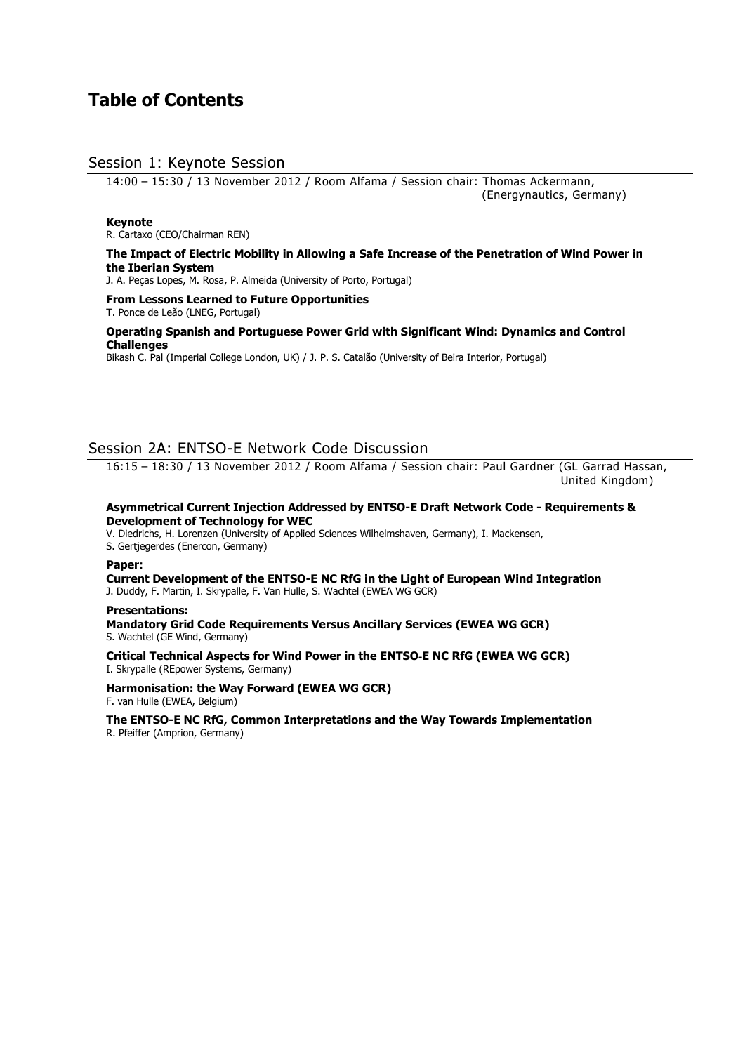# Table of Contents

## Session 1: Keynote Session

14:00 – 15:30 / 13 November 2012 / Room Alfama / Session chair: Thomas Ackermann, (Energynautics, Germany)

**Keynote**
R. Cartaxo (CEO/Chairman REN)

**The Impact of Electric Mobility in Allowing a Safe Increase of the Penetration of Wind Power in the Iberian System**
J. A. Peças Lopes, M. Rosa, P. Almeida (University of Porto, Portugal)

**From Lessons Learned to Future Opportunities**
T. Ponce de Leão (LNEG, Portugal)

**Operating Spanish and Portuguese Power Grid with Significant Wind: Dynamics and Control Challenges**
Bikash C. Pal (Imperial College London, UK) / J. P. S. Catalão (University of Beira Interior, Portugal)

## Session 2A: ENTSO-E Network Code Discussion

16:15 – 18:30 / 13 November 2012 / Room Alfama / Session chair: Paul Gardner (GL Garrad Hassan, United Kingdom)

**Asymmetrical Current Injection Addressed by ENTSO-E Draft Network Code - Requirements & Development of Technology for WEC**
V. Diedrichs, H. Lorenzen (University of Applied Sciences Wilhelmshaven, Germany), I. Mackensen, S. Gertjegerdes (Enercon, Germany)

**Paper:**
**Current Development of the ENTSO-E NC RfG in the Light of European Wind Integration**
J. Duddy, F. Martin, I. Skrypalle, F. Van Hulle, S. Wachtel (EWEA WG GCR)

**Presentations:**
**Mandatory Grid Code Requirements Versus Ancillary Services (EWEA WG GCR)**
S. Wachtel (GE Wind, Germany)

**Critical Technical Aspects for Wind Power in the ENTSO-E NC RfG (EWEA WG GCR)**
I. Skrypalle (REpower Systems, Germany)

**Harmonisation: the Way Forward (EWEA WG GCR)**
F. van Hulle (EWEA, Belgium)

**The ENTSO-E NC RfG, Common Interpretations and the Way Towards Implementation**
R. Pfeiffer (Amprion, Germany)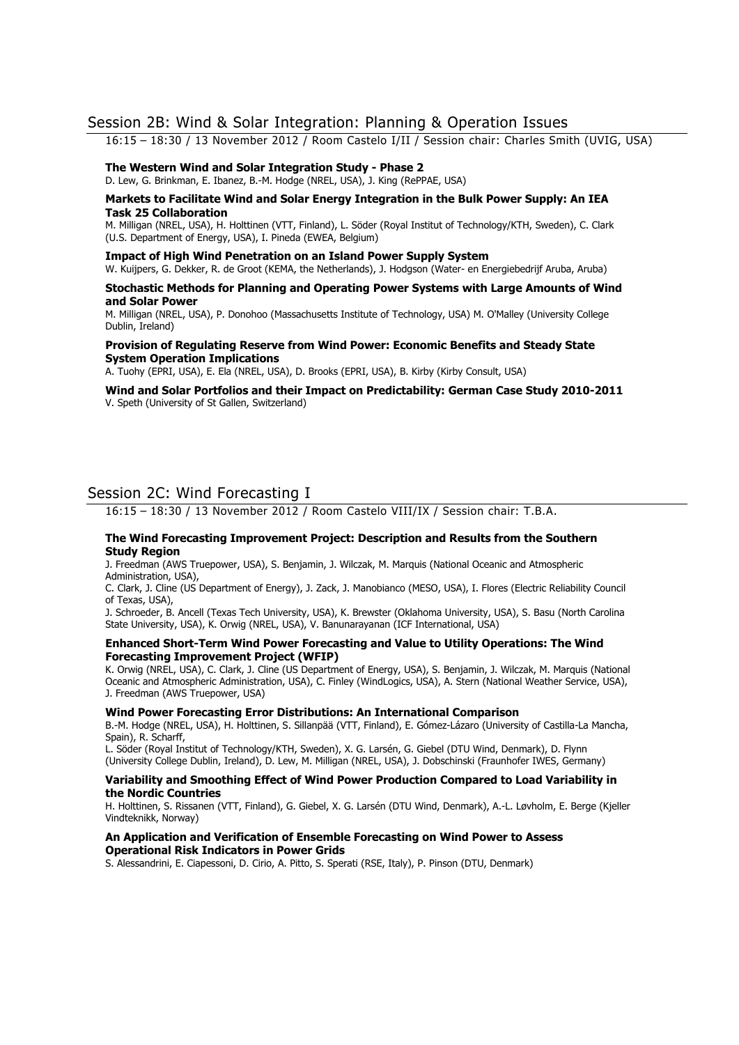## Session 2B: Wind & Solar Integration: Planning & Operation Issues

16:15 – 18:30 / 13 November 2012 / Room Castelo I/II / Session chair: Charles Smith (UVIG, USA)

**The Western Wind and Solar Integration Study - Phase 2**
D. Lew, G. Brinkman, E. Ibanez, B.-M. Hodge (NREL, USA), J. King (RePPAE, USA)

**Markets to Facilitate Wind and Solar Energy Integration in the Bulk Power Supply: An IEA Task 25 Collaboration**
M. Milligan (NREL, USA), H. Holttinen (VTT, Finland), L. Söder (Royal Institut of Technology/KTH, Sweden), C. Clark (U.S. Department of Energy, USA), I. Pineda (EWEA, Belgium)

**Impact of High Wind Penetration on an Island Power Supply System**
W. Kuijpers, G. Dekker, R. de Groot (KEMA, the Netherlands), J. Hodgson (Water- en Energiebedrijf Aruba, Aruba)

**Stochastic Methods for Planning and Operating Power Systems with Large Amounts of Wind and Solar Power**
M. Milligan (NREL, USA), P. Donohoo (Massachusetts Institute of Technology, USA) M. O'Malley (University College Dublin, Ireland)

**Provision of Regulating Reserve from Wind Power: Economic Benefits and Steady State System Operation Implications**
A. Tuohy (EPRI, USA), E. Ela (NREL, USA), D. Brooks (EPRI, USA), B. Kirby (Kirby Consult, USA)

**Wind and Solar Portfolios and their Impact on Predictability: German Case Study 2010-2011**
V. Speth (University of St Gallen, Switzerland)

## Session 2C: Wind Forecasting I

16:15 – 18:30 / 13 November 2012 / Room Castelo VIII/IX / Session chair: T.B.A.

**The Wind Forecasting Improvement Project: Description and Results from the Southern Study Region**
J. Freedman (AWS Truepower, USA), S. Benjamin, J. Wilczak, M. Marquis (National Oceanic and Atmospheric Administration, USA),
C. Clark, J. Cline (US Department of Energy), J. Zack, J. Manobianco (MESO, USA), I. Flores (Electric Reliability Council of Texas, USA),
J. Schroeder, B. Ancell (Texas Tech University, USA), K. Brewster (Oklahoma University, USA), S. Basu (North Carolina State University, USA), K. Orwig (NREL, USA), V. Banunarayanan (ICF International, USA)

**Enhanced Short-Term Wind Power Forecasting and Value to Utility Operations: The Wind Forecasting Improvement Project (WFIP)**
K. Orwig (NREL, USA), C. Clark, J. Cline (US Department of Energy, USA), S. Benjamin, J. Wilczak, M. Marquis (National Oceanic and Atmospheric Administration, USA), C. Finley (WindLogics, USA), A. Stern (National Weather Service, USA), J. Freedman (AWS Truepower, USA)

**Wind Power Forecasting Error Distributions: An International Comparison**
B.-M. Hodge (NREL, USA), H. Holttinen, S. Sillanpää (VTT, Finland), E. Gómez-Lázaro (University of Castilla-La Mancha, Spain), R. Scharff,
L. Söder (Royal Institut of Technology/KTH, Sweden), X. G. Larsén, G. Giebel (DTU Wind, Denmark), D. Flynn (University College Dublin, Ireland), D. Lew, M. Milligan (NREL, USA), J. Dobschinski (Fraunhofer IWES, Germany)

**Variability and Smoothing Effect of Wind Power Production Compared to Load Variability in the Nordic Countries**
H. Holttinen, S. Rissanen (VTT, Finland), G. Giebel, X. G. Larsén (DTU Wind, Denmark), A.-L. Løvholm, E. Berge (Kjeller Vindteknikk, Norway)

**An Application and Verification of Ensemble Forecasting on Wind Power to Assess Operational Risk Indicators in Power Grids**
S. Alessandrini, E. Ciapessoni, D. Cirio, A. Pitto, S. Sperati (RSE, Italy), P. Pinson (DTU, Denmark)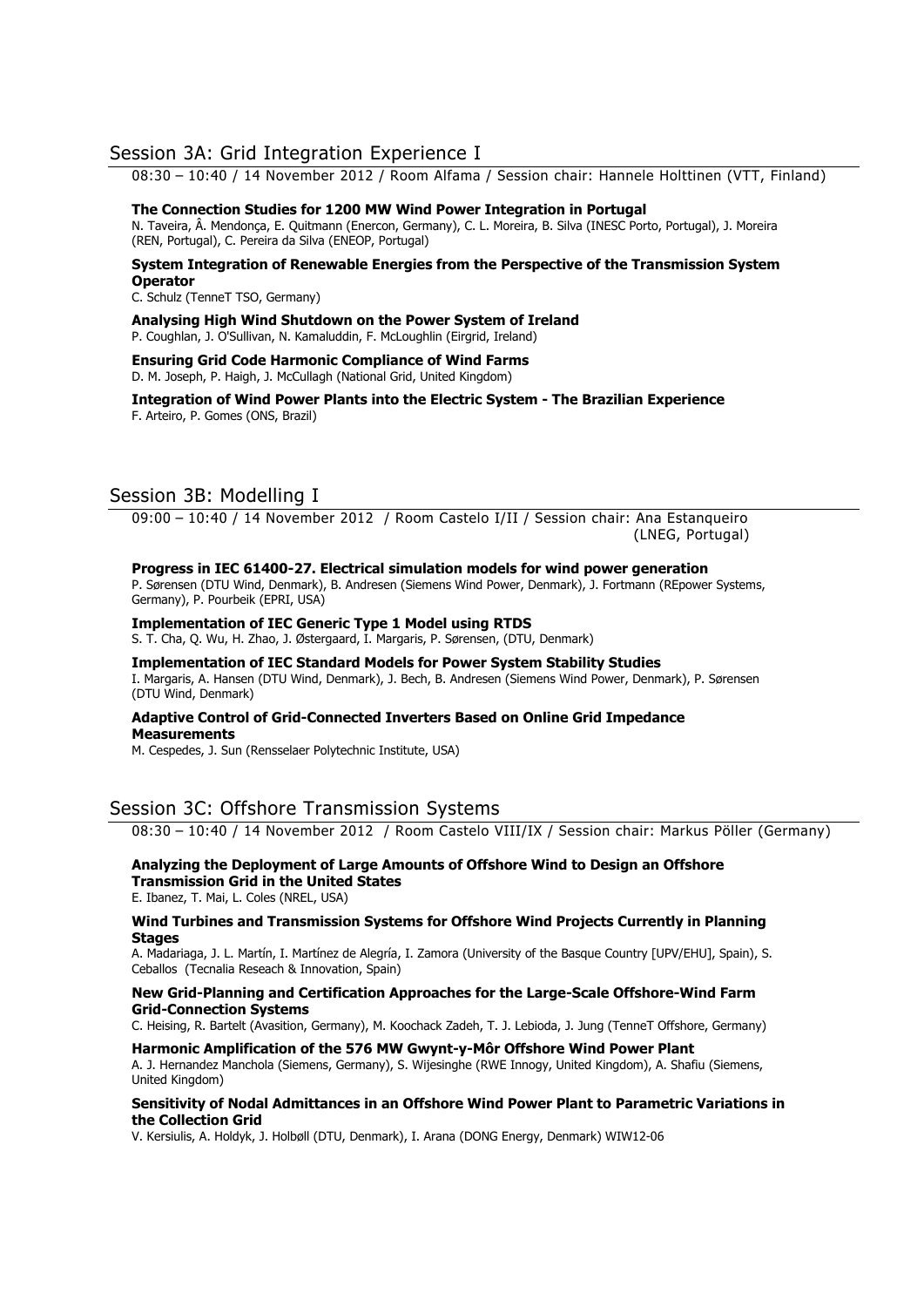## Session 3A: Grid Integration Experience I

08:30 – 10:40 / 14 November 2012 / Room Alfama / Session chair: Hannele Holttinen (VTT, Finland)

**The Connection Studies for 1200 MW Wind Power Integration in Portugal**
N. Taveira, Â. Mendonça, E. Quitmann (Enercon, Germany), C. L. Moreira, B. Silva (INESC Porto, Portugal), J. Moreira (REN, Portugal), C. Pereira da Silva (ENEOP, Portugal)

**System Integration of Renewable Energies from the Perspective of the Transmission System Operator**
C. Schulz (TenneT TSO, Germany)

**Analysing High Wind Shutdown on the Power System of Ireland**
P. Coughlan, J. O'Sullivan, N. Kamaluddin, F. McLoughlin (Eirgrid, Ireland)

**Ensuring Grid Code Harmonic Compliance of Wind Farms**
D. M. Joseph, P. Haigh, J. McCullagh (National Grid, United Kingdom)

**Integration of Wind Power Plants into the Electric System - The Brazilian Experience**
F. Arteiro, P. Gomes (ONS, Brazil)

## Session 3B: Modelling I

09:00 – 10:40 / 14 November 2012 / Room Castelo I/II / Session chair: Ana Estanqueiro (LNEG, Portugal)

**Progress in IEC 61400-27. Electrical simulation models for wind power generation**
P. Sørensen (DTU Wind, Denmark), B. Andresen (Siemens Wind Power, Denmark), J. Fortmann (REpower Systems, Germany), P. Pourbeik (EPRI, USA)

**Implementation of IEC Generic Type 1 Model using RTDS**
S. T. Cha, Q. Wu, H. Zhao, J. Østergaard, I. Margaris, P. Sørensen, (DTU, Denmark)

**Implementation of IEC Standard Models for Power System Stability Studies**
I. Margaris, A. Hansen (DTU Wind, Denmark), J. Bech, B. Andresen (Siemens Wind Power, Denmark), P. Sørensen (DTU Wind, Denmark)

**Adaptive Control of Grid-Connected Inverters Based on Online Grid Impedance Measurements**
M. Cespedes, J. Sun (Rensselaer Polytechnic Institute, USA)

## Session 3C: Offshore Transmission Systems

08:30 – 10:40 / 14 November 2012 / Room Castelo VIII/IX / Session chair: Markus Pöller (Germany)

**Analyzing the Deployment of Large Amounts of Offshore Wind to Design an Offshore Transmission Grid in the United States**
E. Ibanez, T. Mai, L. Coles (NREL, USA)

**Wind Turbines and Transmission Systems for Offshore Wind Projects Currently in Planning Stages**
A. Madariaga, J. L. Martín, I. Martínez de Alegría, I. Zamora (University of the Basque Country [UPV/EHU], Spain), S. Ceballos (Tecnalia Reseach & Innovation, Spain)

**New Grid-Planning and Certification Approaches for the Large-Scale Offshore-Wind Farm Grid-Connection Systems**
C. Heising, R. Bartelt (Avasition, Germany), M. Koochack Zadeh, T. J. Lebioda, J. Jung (TenneT Offshore, Germany)

**Harmonic Amplification of the 576 MW Gwynt-y-Môr Offshore Wind Power Plant**
A. J. Hernandez Manchola (Siemens, Germany), S. Wijesinghe (RWE Innogy, United Kingdom), A. Shafiu (Siemens, United Kingdom)

**Sensitivity of Nodal Admittances in an Offshore Wind Power Plant to Parametric Variations in the Collection Grid**
V. Kersiulis, A. Holdyk, J. Holbøll (DTU, Denmark), I. Arana (DONG Energy, Denmark) WIW12-06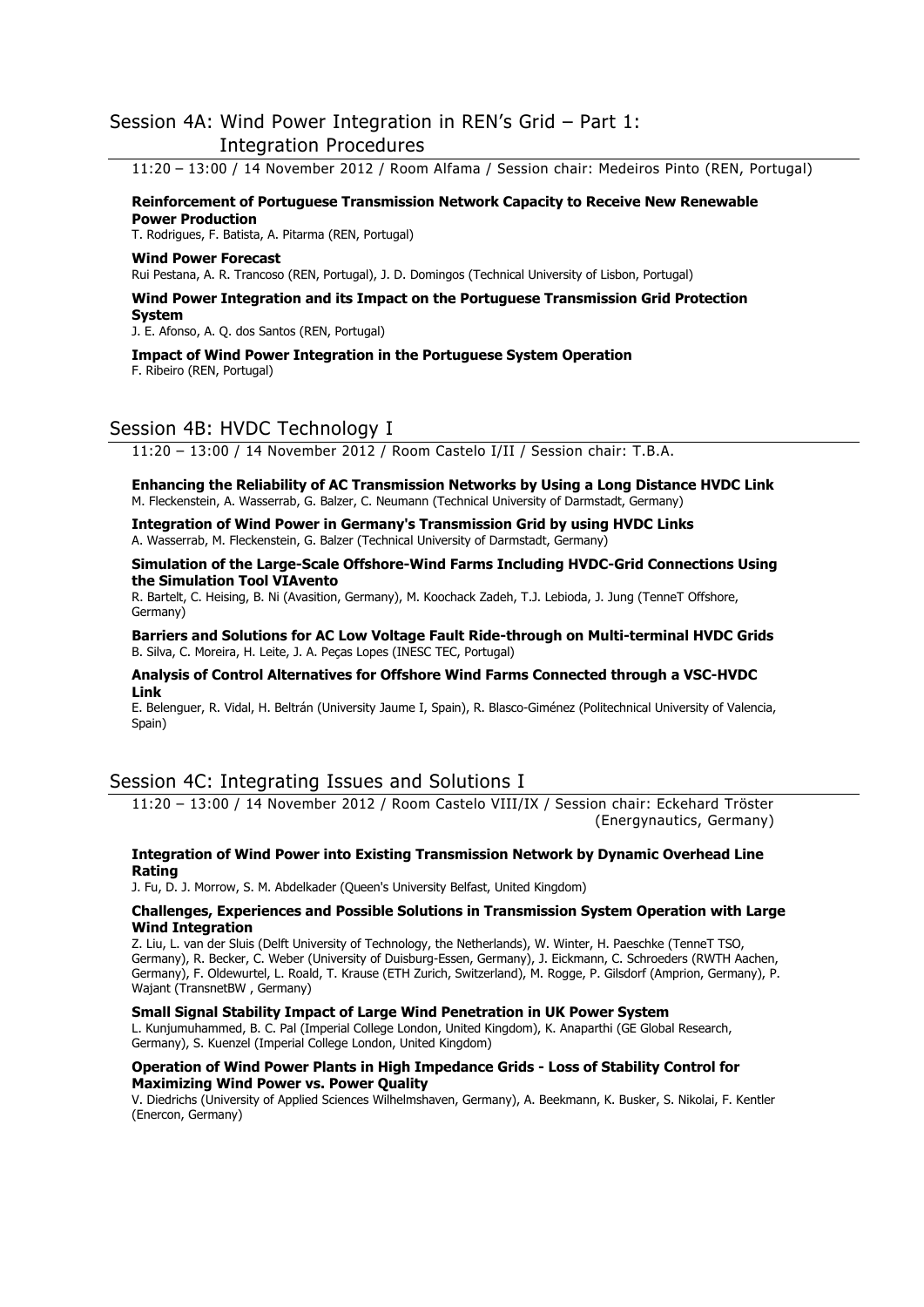## Session 4A: Wind Power Integration in REN's Grid – Part 1: Integration Procedures

11:20 – 13:00 / 14 November 2012 / Room Alfama / Session chair: Medeiros Pinto (REN, Portugal)

**Reinforcement of Portuguese Transmission Network Capacity to Receive New Renewable Power Production**
T. Rodrigues, F. Batista, A. Pitarma (REN, Portugal)

**Wind Power Forecast**
Rui Pestana, A. R. Trancoso (REN, Portugal), J. D. Domingos (Technical University of Lisbon, Portugal)

**Wind Power Integration and its Impact on the Portuguese Transmission Grid Protection System**
J. E. Afonso, A. Q. dos Santos (REN, Portugal)

**Impact of Wind Power Integration in the Portuguese System Operation**
F. Ribeiro (REN, Portugal)

## Session 4B: HVDC Technology I

11:20 – 13:00 / 14 November 2012 / Room Castelo I/II / Session chair: T.B.A.

**Enhancing the Reliability of AC Transmission Networks by Using a Long Distance HVDC Link**
M. Fleckenstein, A. Wasserrab, G. Balzer, C. Neumann (Technical University of Darmstadt, Germany)

**Integration of Wind Power in Germany's Transmission Grid by using HVDC Links**
A. Wasserrab, M. Fleckenstein, G. Balzer (Technical University of Darmstadt, Germany)

**Simulation of the Large-Scale Offshore-Wind Farms Including HVDC-Grid Connections Using the Simulation Tool VIAvento**
R. Bartelt, C. Heising, B. Ni (Avasition, Germany), M. Koochack Zadeh, T.J. Lebioda, J. Jung (TenneT Offshore, Germany)

**Barriers and Solutions for AC Low Voltage Fault Ride-through on Multi-terminal HVDC Grids**
B. Silva, C. Moreira, H. Leite, J. A. Peças Lopes (INESC TEC, Portugal)

**Analysis of Control Alternatives for Offshore Wind Farms Connected through a VSC-HVDC Link**
E. Belenguer, R. Vidal, H. Beltrán (University Jaume I, Spain), R. Blasco-Giménez (Politechnical University of Valencia, Spain)

## Session 4C: Integrating Issues and Solutions I

11:20 – 13:00 / 14 November 2012 / Room Castelo VIII/IX / Session chair: Eckehard Tröster (Energynautics, Germany)

**Integration of Wind Power into Existing Transmission Network by Dynamic Overhead Line Rating**
J. Fu, D. J. Morrow, S. M. Abdelkader (Queen's University Belfast, United Kingdom)

**Challenges, Experiences and Possible Solutions in Transmission System Operation with Large Wind Integration**
Z. Liu, L. van der Sluis (Delft University of Technology, the Netherlands), W. Winter, H. Paeschke (TenneT TSO, Germany), R. Becker, C. Weber (University of Duisburg-Essen, Germany), J. Eickmann, C. Schroeders (RWTH Aachen, Germany), F. Oldewurtel, L. Roald, T. Krause (ETH Zurich, Switzerland), M. Rogge, P. Gilsdorf (Amprion, Germany), P. Wajant (TransnetBW , Germany)

**Small Signal Stability Impact of Large Wind Penetration in UK Power System**
L. Kunjumuhammed, B. C. Pal (Imperial College London, United Kingdom), K. Anaparthi (GE Global Research, Germany), S. Kuenzel (Imperial College London, United Kingdom)

**Operation of Wind Power Plants in High Impedance Grids - Loss of Stability Control for Maximizing Wind Power vs. Power Quality**
V. Diedrichs (University of Applied Sciences Wilhelmshaven, Germany), A. Beekmann, K. Busker, S. Nikolai, F. Kentler (Enercon, Germany)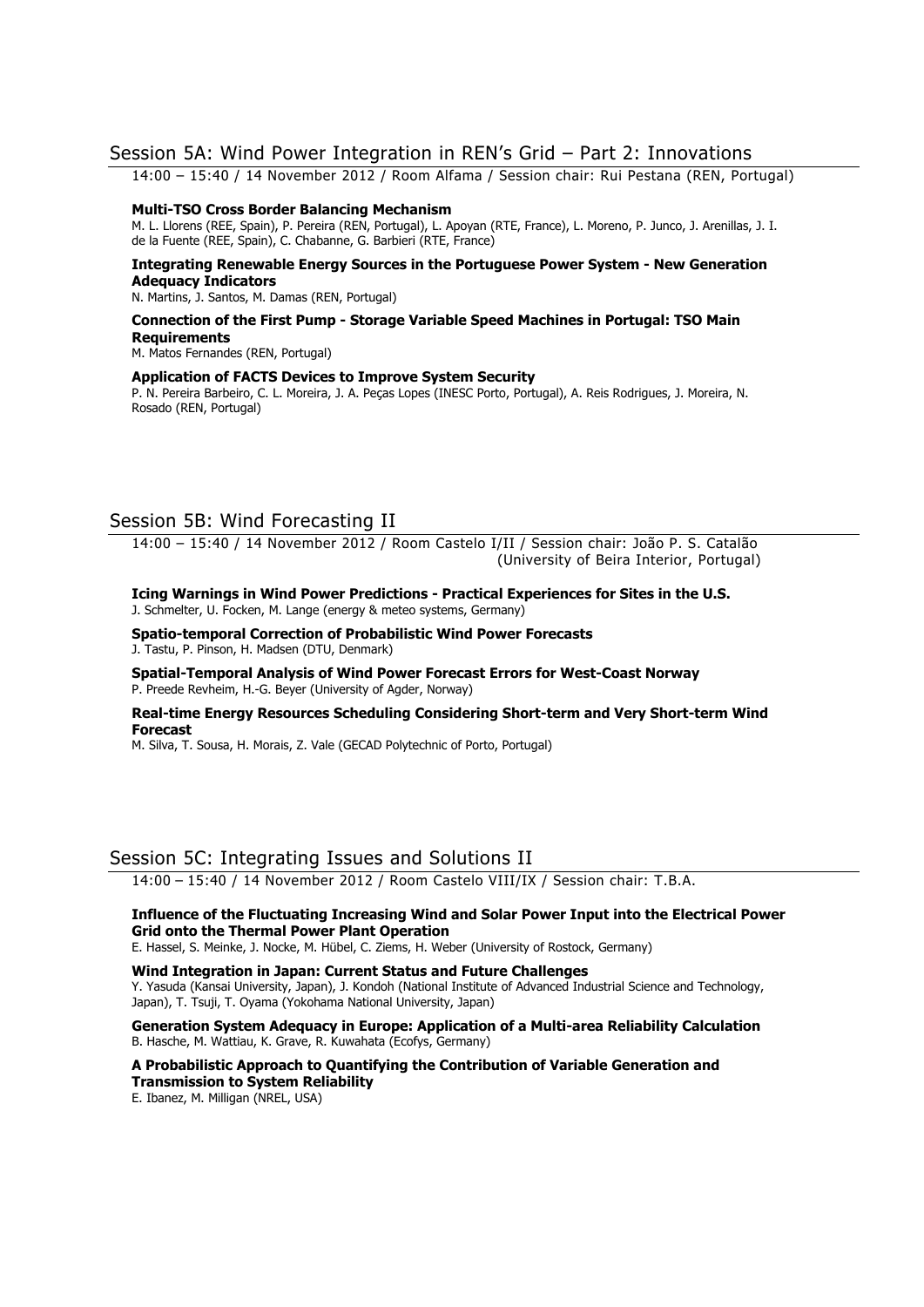## Session 5A: Wind Power Integration in REN's Grid – Part 2: Innovations

14:00 – 15:40 / 14 November 2012 / Room Alfama / Session chair: Rui Pestana (REN, Portugal)

**Multi-TSO Cross Border Balancing Mechanism**
M. L. Llorens (REE, Spain), P. Pereira (REN, Portugal), L. Apoyan (RTE, France), L. Moreno, P. Junco, J. Arenillas, J. I. de la Fuente (REE, Spain), C. Chabanne, G. Barbieri (RTE, France)

**Integrating Renewable Energy Sources in the Portuguese Power System - New Generation Adequacy Indicators**
N. Martins, J. Santos, M. Damas (REN, Portugal)

**Connection of the First Pump - Storage Variable Speed Machines in Portugal: TSO Main Requirements**
M. Matos Fernandes (REN, Portugal)

**Application of FACTS Devices to Improve System Security**
P. N. Pereira Barbeiro, C. L. Moreira, J. A. Peças Lopes (INESC Porto, Portugal), A. Reis Rodrigues, J. Moreira, N. Rosado (REN, Portugal)

## Session 5B: Wind Forecasting II

14:00 – 15:40 / 14 November 2012 / Room Castelo I/II / Session chair: João P. S. Catalão (University of Beira Interior, Portugal)

**Icing Warnings in Wind Power Predictions - Practical Experiences for Sites in the U.S.**
J. Schmelter, U. Focken, M. Lange (energy & meteo systems, Germany)

**Spatio-temporal Correction of Probabilistic Wind Power Forecasts**
J. Tastu, P. Pinson, H. Madsen (DTU, Denmark)

**Spatial-Temporal Analysis of Wind Power Forecast Errors for West-Coast Norway**
P. Preede Revheim, H.-G. Beyer (University of Agder, Norway)

**Real-time Energy Resources Scheduling Considering Short-term and Very Short-term Wind Forecast**
M. Silva, T. Sousa, H. Morais, Z. Vale (GECAD Polytechnic of Porto, Portugal)

## Session 5C: Integrating Issues and Solutions II

14:00 – 15:40 / 14 November 2012 / Room Castelo VIII/IX / Session chair: T.B.A.

**Influence of the Fluctuating Increasing Wind and Solar Power Input into the Electrical Power Grid onto the Thermal Power Plant Operation**
E. Hassel, S. Meinke, J. Nocke, M. Hübel, C. Ziems, H. Weber (University of Rostock, Germany)

**Wind Integration in Japan: Current Status and Future Challenges**
Y. Yasuda (Kansai University, Japan), J. Kondoh (National Institute of Advanced Industrial Science and Technology, Japan), T. Tsuji, T. Oyama (Yokohama National University, Japan)

**Generation System Adequacy in Europe: Application of a Multi-area Reliability Calculation**
B. Hasche, M. Wattiau, K. Grave, R. Kuwahata (Ecofys, Germany)

**A Probabilistic Approach to Quantifying the Contribution of Variable Generation and Transmission to System Reliability**
E. Ibanez, M. Milligan (NREL, USA)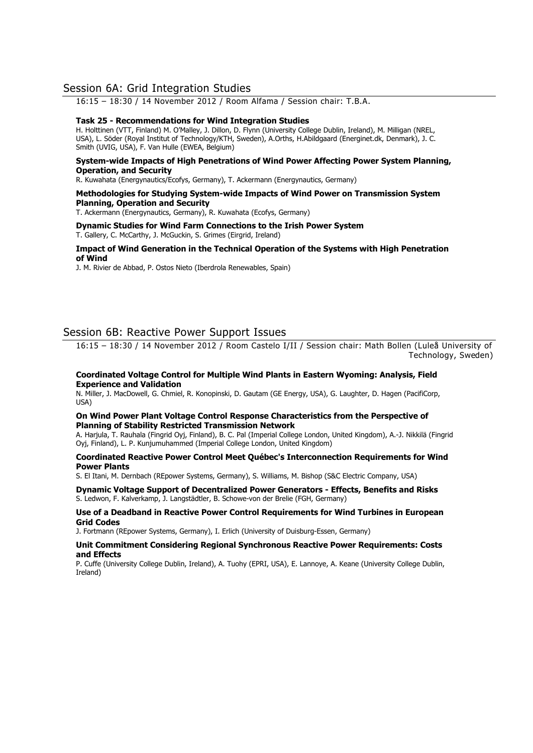## Session 6A: Grid Integration Studies

16:15 – 18:30 / 14 November 2012 / Room Alfama / Session chair: T.B.A.

**Task 25 - Recommendations for Wind Integration Studies**
H. Holttinen (VTT, Finland) M. O'Malley, J. Dillon, D. Flynn (University College Dublin, Ireland), M. Milligan (NREL, USA), L. Söder (Royal Institut of Technology/KTH, Sweden), A.Orths, H.Abildgaard (Energinet.dk, Denmark), J. C. Smith (UVIG, USA), F. Van Hulle (EWEA, Belgium)

**System-wide Impacts of High Penetrations of Wind Power Affecting Power System Planning, Operation, and Security**
R. Kuwahata (Energynautics/Ecofys, Germany), T. Ackermann (Energynautics, Germany)

**Methodologies for Studying System-wide Impacts of Wind Power on Transmission System Planning, Operation and Security**
T. Ackermann (Energynautics, Germany), R. Kuwahata (Ecofys, Germany)

**Dynamic Studies for Wind Farm Connections to the Irish Power System**
T. Gallery, C. McCarthy, J. McGuckin, S. Grimes (Eirgrid, Ireland)

**Impact of Wind Generation in the Technical Operation of the Systems with High Penetration of Wind**
J. M. Rivier de Abbad, P. Ostos Nieto (Iberdrola Renewables, Spain)

## Session 6B: Reactive Power Support Issues

16:15 – 18:30 / 14 November 2012 / Room Castelo I/II / Session chair: Math Bollen (Luleå University of Technology, Sweden)

**Coordinated Voltage Control for Multiple Wind Plants in Eastern Wyoming: Analysis, Field Experience and Validation**
N. Miller, J. MacDowell, G. Chmiel, R. Konopinski, D. Gautam (GE Energy, USA), G. Laughter, D. Hagen (PacifiCorp, USA)

**On Wind Power Plant Voltage Control Response Characteristics from the Perspective of Planning of Stability Restricted Transmission Network**
A. Harjula, T. Rauhala (Fingrid Oyj, Finland), B. C. Pal (Imperial College London, United Kingdom), A.-J. Nikkilä (Fingrid Oyj, Finland), L. P. Kunjumuhammed (Imperial College London, United Kingdom)

**Coordinated Reactive Power Control Meet Québec's Interconnection Requirements for Wind Power Plants**
S. El Itani, M. Dernbach (REpower Systems, Germany), S. Williams, M. Bishop (S&C Electric Company, USA)

**Dynamic Voltage Support of Decentralized Power Generators - Effects, Benefits and Risks**
S. Ledwon, F. Kalverkamp, J. Langstädtler, B. Schowe-von der Brelie (FGH, Germany)

**Use of a Deadband in Reactive Power Control Requirements for Wind Turbines in European Grid Codes**
J. Fortmann (REpower Systems, Germany), I. Erlich (University of Duisburg-Essen, Germany)

**Unit Commitment Considering Regional Synchronous Reactive Power Requirements: Costs and Effects**
P. Cuffe (University College Dublin, Ireland), A. Tuohy (EPRI, USA), E. Lannoye, A. Keane (University College Dublin, Ireland)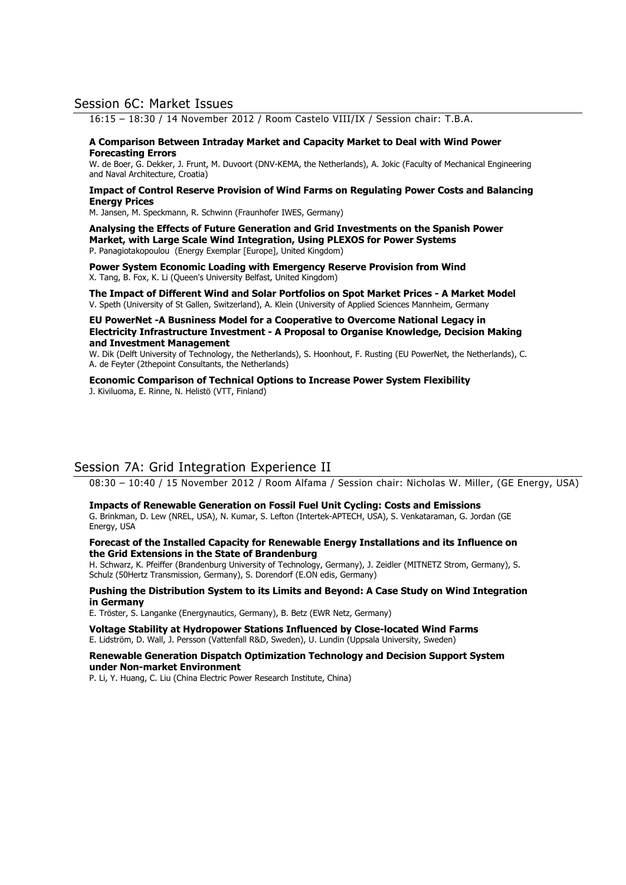## Session 6C: Market Issues

16:15 – 18:30 / 14 November 2012 / Room Castelo VIII/IX / Session chair: T.B.A.

**A Comparison Between Intraday Market and Capacity Market to Deal with Wind Power Forecasting Errors**
W. de Boer, G. Dekker, J. Frunt, M. Duvoort (DNV-KEMA, the Netherlands), A. Jokic (Faculty of Mechanical Engineering and Naval Architecture, Croatia)

**Impact of Control Reserve Provision of Wind Farms on Regulating Power Costs and Balancing Energy Prices**
M. Jansen, M. Speckmann, R. Schwinn (Fraunhofer IWES, Germany)

**Analysing the Effects of Future Generation and Grid Investments on the Spanish Power Market, with Large Scale Wind Integration, Using PLEXOS for Power Systems**
P. Panagiotakopoulou (Energy Exemplar [Europe], United Kingdom)

**Power System Economic Loading with Emergency Reserve Provision from Wind**
X. Tang, B. Fox, K. Li (Queen's University Belfast, United Kingdom)

**The Impact of Different Wind and Solar Portfolios on Spot Market Prices - A Market Model**
V. Speth (University of St Gallen, Switzerland), A. Klein (University of Applied Sciences Mannheim, Germany

**EU PowerNet -A Busniness Model for a Cooperative to Overcome National Legacy in Electricity Infrastructure Investment - A Proposal to Organise Knowledge, Decision Making and Investment Management**
W. Dik (Delft University of Technology, the Netherlands), S. Hoonhout, F. Rusting (EU PowerNet, the Netherlands), C. A. de Feyter (2thepoint Consultants, the Netherlands)

**Economic Comparison of Technical Options to Increase Power System Flexibility**
J. Kiviluoma, E. Rinne, N. Helistö (VTT, Finland)

## Session 7A: Grid Integration Experience II

08:30 – 10:40 / 15 November 2012 / Room Alfama / Session chair: Nicholas W. Miller, (GE Energy, USA)

**Impacts of Renewable Generation on Fossil Fuel Unit Cycling: Costs and Emissions**
G. Brinkman, D. Lew (NREL, USA), N. Kumar, S. Lefton (Intertek-APTECH, USA), S. Venkataraman, G. Jordan (GE Energy, USA

**Forecast of the Installed Capacity for Renewable Energy Installations and its Influence on the Grid Extensions in the State of Brandenburg**
H. Schwarz, K. Pfeiffer (Brandenburg University of Technology, Germany), J. Zeidler (MITNETZ Strom, Germany), S. Schulz (50Hertz Transmission, Germany), S. Dorendorf (E.ON edis, Germany)

**Pushing the Distribution System to its Limits and Beyond: A Case Study on Wind Integration in Germany**
E. Tröster, S. Langanke (Energynautics, Germany), B. Betz (EWR Netz, Germany)

**Voltage Stability at Hydropower Stations Influenced by Close-located Wind Farms**
E. Lidström, D. Wall, J. Persson (Vattenfall R&D, Sweden), U. Lundin (Uppsala University, Sweden)

**Renewable Generation Dispatch Optimization Technology and Decision Support System under Non-market Environment**
P. Li, Y. Huang, C. Liu (China Electric Power Research Institute, China)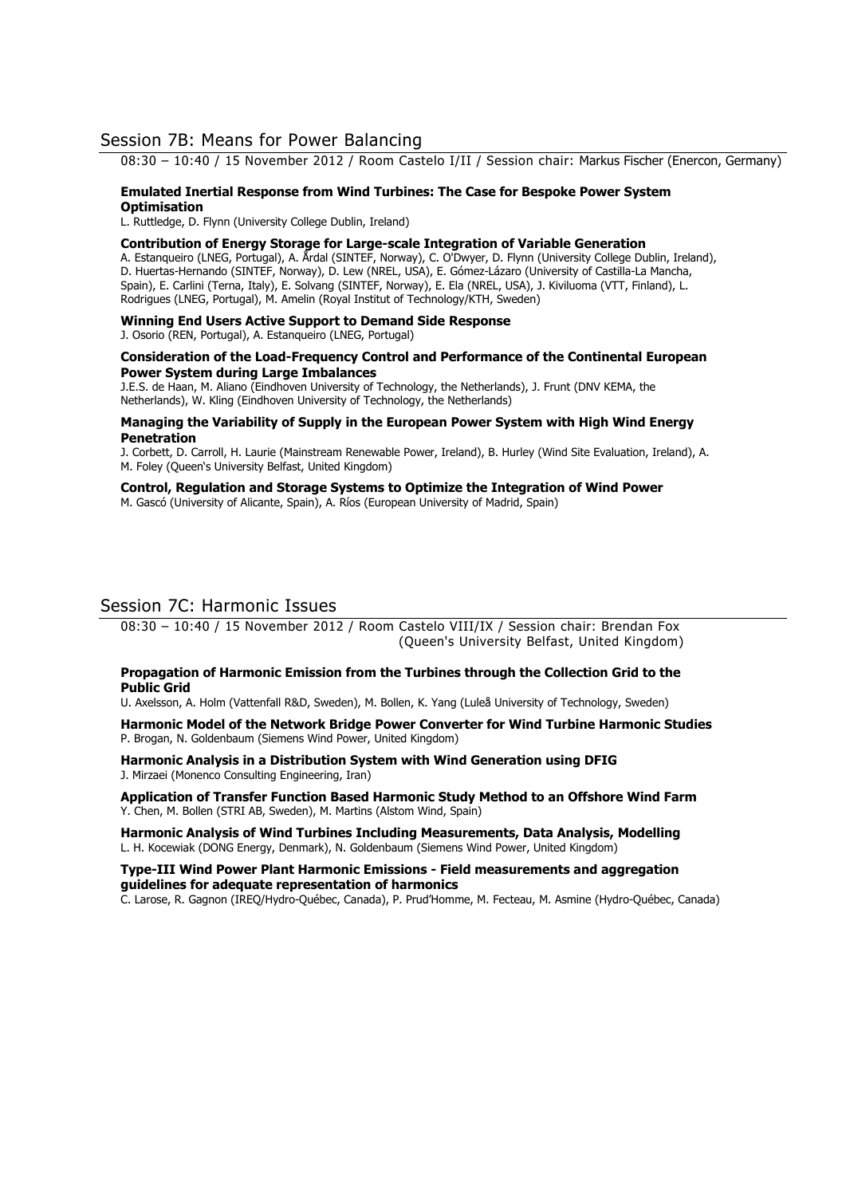## Session 7B: Means for Power Balancing

08:30 – 10:40 / 15 November 2012 / Room Castelo I/II / Session chair: Markus Fischer (Enercon, Germany)

**Emulated Inertial Response from Wind Turbines: The Case for Bespoke Power System Optimisation**
L. Ruttledge, D. Flynn (University College Dublin, Ireland)

**Contribution of Energy Storage for Large-scale Integration of Variable Generation**
A. Estanqueiro (LNEG, Portugal), A. Årdal (SINTEF, Norway), C. O'Dwyer, D. Flynn (University College Dublin, Ireland), D. Huertas-Hernando (SINTEF, Norway), D. Lew (NREL, USA), E. Gómez-Lázaro (University of Castilla-La Mancha, Spain), E. Carlini (Terna, Italy), E. Solvang (SINTEF, Norway), E. Ela (NREL, USA), J. Kiviluoma (VTT, Finland), L. Rodrigues (LNEG, Portugal), M. Amelin (Royal Institut of Technology/KTH, Sweden)

**Winning End Users Active Support to Demand Side Response**
J. Osorio (REN, Portugal), A. Estanqueiro (LNEG, Portugal)

**Consideration of the Load-Frequency Control and Performance of the Continental European Power System during Large Imbalances**
J.E.S. de Haan, M. Aliano (Eindhoven University of Technology, the Netherlands), J. Frunt (DNV KEMA, the Netherlands), W. Kling (Eindhoven University of Technology, the Netherlands)

**Managing the Variability of Supply in the European Power System with High Wind Energy Penetration**
J. Corbett, D. Carroll, H. Laurie (Mainstream Renewable Power, Ireland), B. Hurley (Wind Site Evaluation, Ireland), A. M. Foley (Queen's University Belfast, United Kingdom)

**Control, Regulation and Storage Systems to Optimize the Integration of Wind Power**
M. Gascó (University of Alicante, Spain), A. Ríos (European University of Madrid, Spain)

## Session 7C: Harmonic Issues

08:30 – 10:40 / 15 November 2012 / Room Castelo VIII/IX / Session chair: Brendan Fox (Queen's University Belfast, United Kingdom)

**Propagation of Harmonic Emission from the Turbines through the Collection Grid to the Public Grid**
U. Axelsson, A. Holm (Vattenfall R&D, Sweden), M. Bollen, K. Yang (Luleå University of Technology, Sweden)

**Harmonic Model of the Network Bridge Power Converter for Wind Turbine Harmonic Studies**
P. Brogan, N. Goldenbaum (Siemens Wind Power, United Kingdom)

**Harmonic Analysis in a Distribution System with Wind Generation using DFIG**
J. Mirzaei (Monenco Consulting Engineering, Iran)

**Application of Transfer Function Based Harmonic Study Method to an Offshore Wind Farm**
Y. Chen, M. Bollen (STRI AB, Sweden), M. Martins (Alstom Wind, Spain)

**Harmonic Analysis of Wind Turbines Including Measurements, Data Analysis, Modelling**
L. H. Kocewiak (DONG Energy, Denmark), N. Goldenbaum (Siemens Wind Power, United Kingdom)

**Type-III Wind Power Plant Harmonic Emissions - Field measurements and aggregation guidelines for adequate representation of harmonics**
C. Larose, R. Gagnon (IREQ/Hydro-Québec, Canada), P. Prud'Homme, M. Fecteau, M. Asmine (Hydro-Québec, Canada)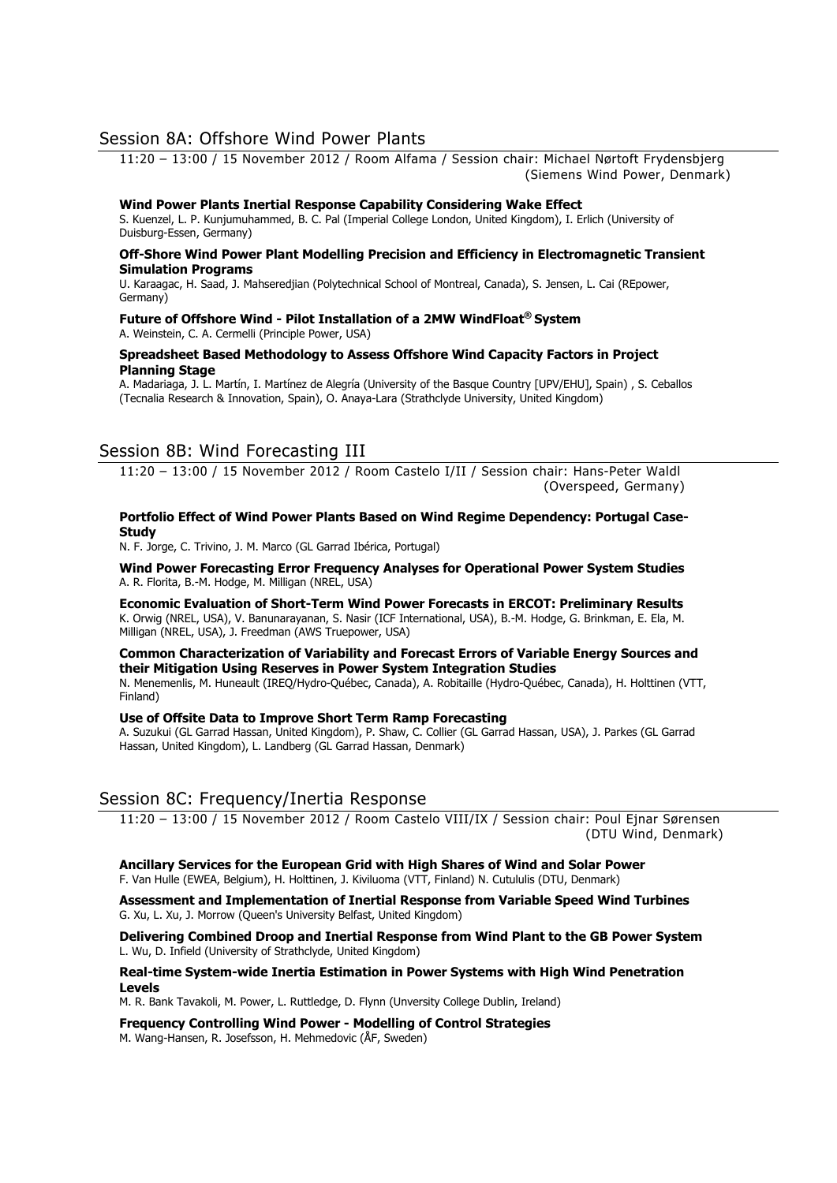## Session 8A: Offshore Wind Power Plants

11:20 – 13:00 / 15 November 2012 / Room Alfama / Session chair: Michael Nørtoft Frydensbjerg (Siemens Wind Power, Denmark)

**Wind Power Plants Inertial Response Capability Considering Wake Effect**
S. Kuenzel, L. P. Kunjumuhammed, B. C. Pal (Imperial College London, United Kingdom), I. Erlich (University of Duisburg-Essen, Germany)

**Off-Shore Wind Power Plant Modelling Precision and Efficiency in Electromagnetic Transient Simulation Programs**
U. Karaagac, H. Saad, J. Mahseredjian (Polytechnical School of Montreal, Canada), S. Jensen, L. Cai (REpower, Germany)

**Future of Offshore Wind - Pilot Installation of a 2MW WindFloat® System**
A. Weinstein, C. A. Cermelli (Principle Power, USA)

**Spreadsheet Based Methodology to Assess Offshore Wind Capacity Factors in Project Planning Stage**
A. Madariaga, J. L. Martín, I. Martínez de Alegría (University of the Basque Country [UPV/EHU], Spain) , S. Ceballos (Tecnalia Research & Innovation, Spain), O. Anaya-Lara (Strathclyde University, United Kingdom)

## Session 8B: Wind Forecasting III

11:20 – 13:00 / 15 November 2012 / Room Castelo I/II / Session chair: Hans-Peter Waldl (Overspeed, Germany)

**Portfolio Effect of Wind Power Plants Based on Wind Regime Dependency: Portugal Case-Study**
N. F. Jorge, C. Trivino, J. M. Marco (GL Garrad Ibérica, Portugal)

**Wind Power Forecasting Error Frequency Analyses for Operational Power System Studies**
A. R. Florita, B.-M. Hodge, M. Milligan (NREL, USA)

**Economic Evaluation of Short-Term Wind Power Forecasts in ERCOT: Preliminary Results**
K. Orwig (NREL, USA), V. Banunarayanan, S. Nasir (ICF International, USA), B.-M. Hodge, G. Brinkman, E. Ela, M. Milligan (NREL, USA), J. Freedman (AWS Truepower, USA)

**Common Characterization of Variability and Forecast Errors of Variable Energy Sources and their Mitigation Using Reserves in Power System Integration Studies**
N. Menemenlis, M. Huneault (IREQ/Hydro-Québec, Canada), A. Robitaille (Hydro-Québec, Canada), H. Holttinen (VTT, Finland)

**Use of Offsite Data to Improve Short Term Ramp Forecasting**
A. Suzukui (GL Garrad Hassan, United Kingdom), P. Shaw, C. Collier (GL Garrad Hassan, USA), J. Parkes (GL Garrad Hassan, United Kingdom), L. Landberg (GL Garrad Hassan, Denmark)

## Session 8C: Frequency/Inertia Response

11:20 – 13:00 / 15 November 2012 / Room Castelo VIII/IX / Session chair: Poul Ejnar Sørensen (DTU Wind, Denmark)

**Ancillary Services for the European Grid with High Shares of Wind and Solar Power**
F. Van Hulle (EWEA, Belgium), H. Holttinen, J. Kiviluoma (VTT, Finland) N. Cutululis (DTU, Denmark)

**Assessment and Implementation of Inertial Response from Variable Speed Wind Turbines**
G. Xu, L. Xu, J. Morrow (Queen's University Belfast, United Kingdom)

**Delivering Combined Droop and Inertial Response from Wind Plant to the GB Power System**
L. Wu, D. Infield (University of Strathclyde, United Kingdom)

**Real-time System-wide Inertia Estimation in Power Systems with High Wind Penetration Levels**
M. R. Bank Tavakoli, M. Power, L. Ruttledge, D. Flynn (Unversity College Dublin, Ireland)

**Frequency Controlling Wind Power - Modelling of Control Strategies**
M. Wang-Hansen, R. Josefsson, H. Mehmedovic (ÅF, Sweden)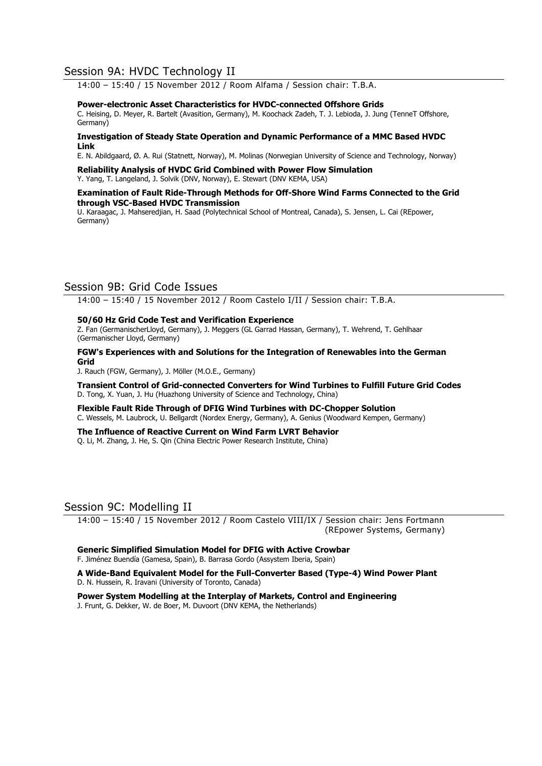## Session 9A: HVDC Technology II

14:00 – 15:40 / 15 November 2012 / Room Alfama / Session chair: T.B.A.

**Power-electronic Asset Characteristics for HVDC-connected Offshore Grids**
C. Heising, D. Meyer, R. Bartelt (Avasition, Germany), M. Koochack Zadeh, T. J. Lebioda, J. Jung (TenneT Offshore, Germany)

**Investigation of Steady State Operation and Dynamic Performance of a MMC Based HVDC Link**
E. N. Abildgaard, Ø. A. Rui (Statnett, Norway), M. Molinas (Norwegian University of Science and Technology, Norway)

**Reliability Analysis of HVDC Grid Combined with Power Flow Simulation**
Y. Yang, T. Langeland, J. Solvik (DNV, Norway), E. Stewart (DNV KEMA, USA)

**Examination of Fault Ride-Through Methods for Off-Shore Wind Farms Connected to the Grid through VSC-Based HVDC Transmission**
U. Karaagac, J. Mahseredjian, H. Saad (Polytechnical School of Montreal, Canada), S. Jensen, L. Cai (REpower, Germany)

## Session 9B: Grid Code Issues

14:00 – 15:40 / 15 November 2012 / Room Castelo I/II / Session chair: T.B.A.

**50/60 Hz Grid Code Test and Verification Experience**
Z. Fan (GermanischerLloyd, Germany), J. Meggers (GL Garrad Hassan, Germany), T. Wehrend, T. Gehlhaar (Germanischer Lloyd, Germany)

**FGW's Experiences with and Solutions for the Integration of Renewables into the German Grid**
J. Rauch (FGW, Germany), J. Möller (M.O.E., Germany)

**Transient Control of Grid-connected Converters for Wind Turbines to Fulfill Future Grid Codes**
D. Tong, X. Yuan, J. Hu (Huazhong University of Science and Technology, China)

**Flexible Fault Ride Through of DFIG Wind Turbines with DC-Chopper Solution**
C. Wessels, M. Laubrock, U. Bellgardt (Nordex Energy, Germany), A. Genius (Woodward Kempen, Germany)

**The Influence of Reactive Current on Wind Farm LVRT Behavior**
Q. Li, M. Zhang, J. He, S. Qin (China Electric Power Research Institute, China)

## Session 9C: Modelling II

14:00 – 15:40 / 15 November 2012 / Room Castelo VIII/IX / Session chair: Jens Fortmann (REpower Systems, Germany)

**Generic Simplified Simulation Model for DFIG with Active Crowbar**
F. Jiménez Buendía (Gamesa, Spain), B. Barrasa Gordo (Assystem Iberia, Spain)

**A Wide-Band Equivalent Model for the Full-Converter Based (Type-4) Wind Power Plant**
D. N. Hussein, R. Iravani (University of Toronto, Canada)

**Power System Modelling at the Interplay of Markets, Control and Engineering**
J. Frunt, G. Dekker, W. de Boer, M. Duvoort (DNV KEMA, the Netherlands)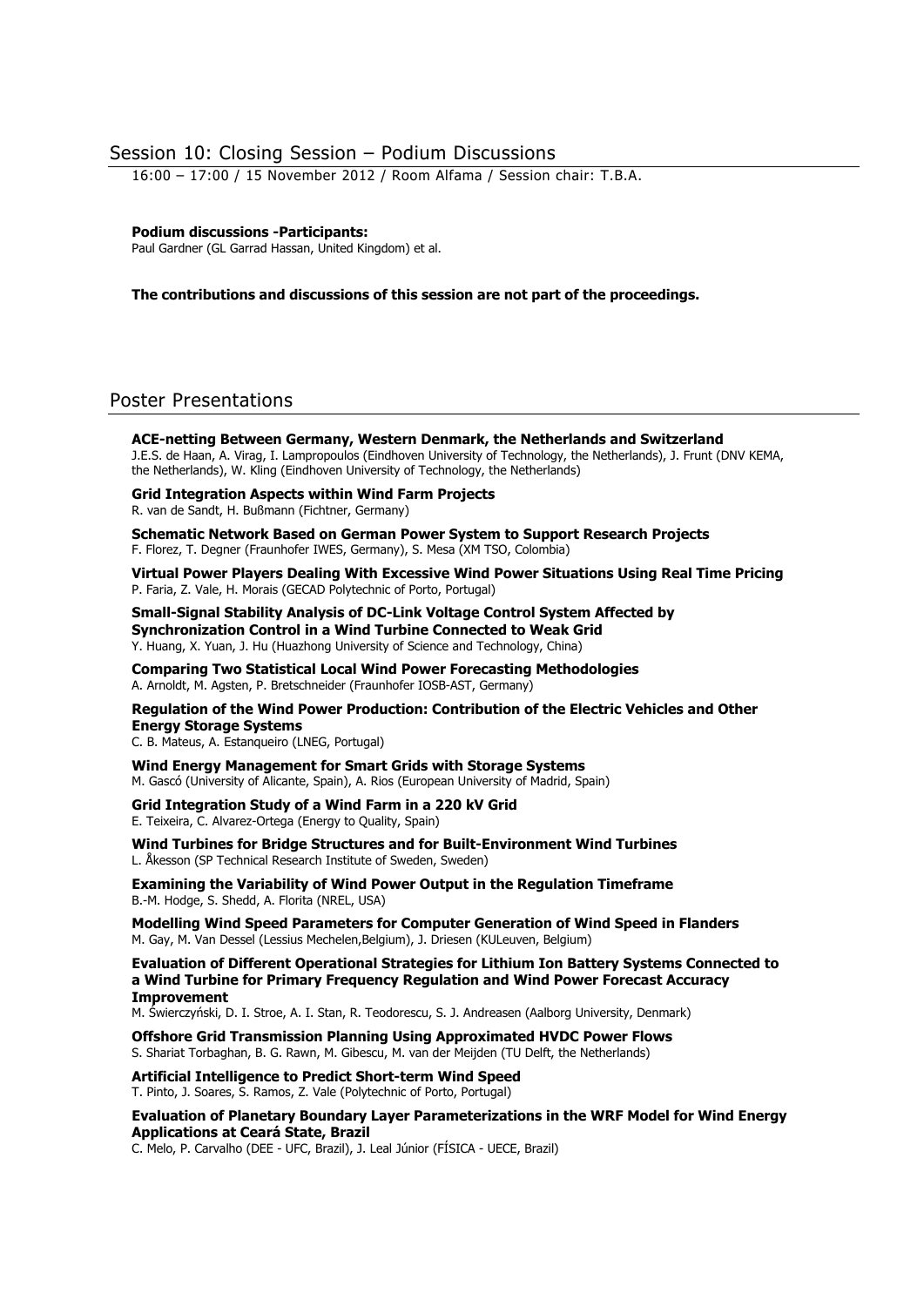## Session 10: Closing Session – Podium Discussions

16:00 – 17:00 / 15 November 2012 / Room Alfama / Session chair: T.B.A.

**Podium discussions -Participants:**
Paul Gardner (GL Garrad Hassan, United Kingdom) et al.

**The contributions and discussions of this session are not part of the proceedings.**

## Poster Presentations

**ACE-netting Between Germany, Western Denmark, the Netherlands and Switzerland**
J.E.S. de Haan, A. Virag, I. Lampropoulos (Eindhoven University of Technology, the Netherlands), J. Frunt (DNV KEMA, the Netherlands), W. Kling (Eindhoven University of Technology, the Netherlands)

**Grid Integration Aspects within Wind Farm Projects**
R. van de Sandt, H. Bußmann (Fichtner, Germany)

**Schematic Network Based on German Power System to Support Research Projects**
F. Florez, T. Degner (Fraunhofer IWES, Germany), S. Mesa (XM TSO, Colombia)

**Virtual Power Players Dealing With Excessive Wind Power Situations Using Real Time Pricing**
P. Faria, Z. Vale, H. Morais (GECAD Polytechnic of Porto, Portugal)

**Small-Signal Stability Analysis of DC-Link Voltage Control System Affected by Synchronization Control in a Wind Turbine Connected to Weak Grid**
Y. Huang, X. Yuan, J. Hu (Huazhong University of Science and Technology, China)

**Comparing Two Statistical Local Wind Power Forecasting Methodologies**
A. Arnoldt, M. Agsten, P. Bretschneider (Fraunhofer IOSB-AST, Germany)

**Regulation of the Wind Power Production: Contribution of the Electric Vehicles and Other Energy Storage Systems**
C. B. Mateus, A. Estanqueiro (LNEG, Portugal)

**Wind Energy Management for Smart Grids with Storage Systems**
M. Gascó (University of Alicante, Spain), A. Rios (European University of Madrid, Spain)

**Grid Integration Study of a Wind Farm in a 220 kV Grid**
E. Teixeira, C. Alvarez-Ortega (Energy to Quality, Spain)

**Wind Turbines for Bridge Structures and for Built-Environment Wind Turbines**
L. Åkesson (SP Technical Research Institute of Sweden, Sweden)

**Examining the Variability of Wind Power Output in the Regulation Timeframe**
B.-M. Hodge, S. Shedd, A. Florita (NREL, USA)

**Modelling Wind Speed Parameters for Computer Generation of Wind Speed in Flanders**
M. Gay, M. Van Dessel (Lessius Mechelen,Belgium), J. Driesen (KULeuven, Belgium)

**Evaluation of Different Operational Strategies for Lithium Ion Battery Systems Connected to a Wind Turbine for Primary Frequency Regulation and Wind Power Forecast Accuracy Improvement**
M. Świerczyński, D. I. Stroe, A. I. Stan, R. Teodorescu, S. J. Andreasen (Aalborg University, Denmark)

**Offshore Grid Transmission Planning Using Approximated HVDC Power Flows**
S. Shariat Torbaghan, B. G. Rawn, M. Gibescu, M. van der Meijden (TU Delft, the Netherlands)

**Artificial Intelligence to Predict Short-term Wind Speed**
T. Pinto, J. Soares, S. Ramos, Z. Vale (Polytechnic of Porto, Portugal)

**Evaluation of Planetary Boundary Layer Parameterizations in the WRF Model for Wind Energy Applications at Ceará State, Brazil**
C. Melo, P. Carvalho (DEE - UFC, Brazil), J. Leal Júnior (FÍSICA - UECE, Brazil)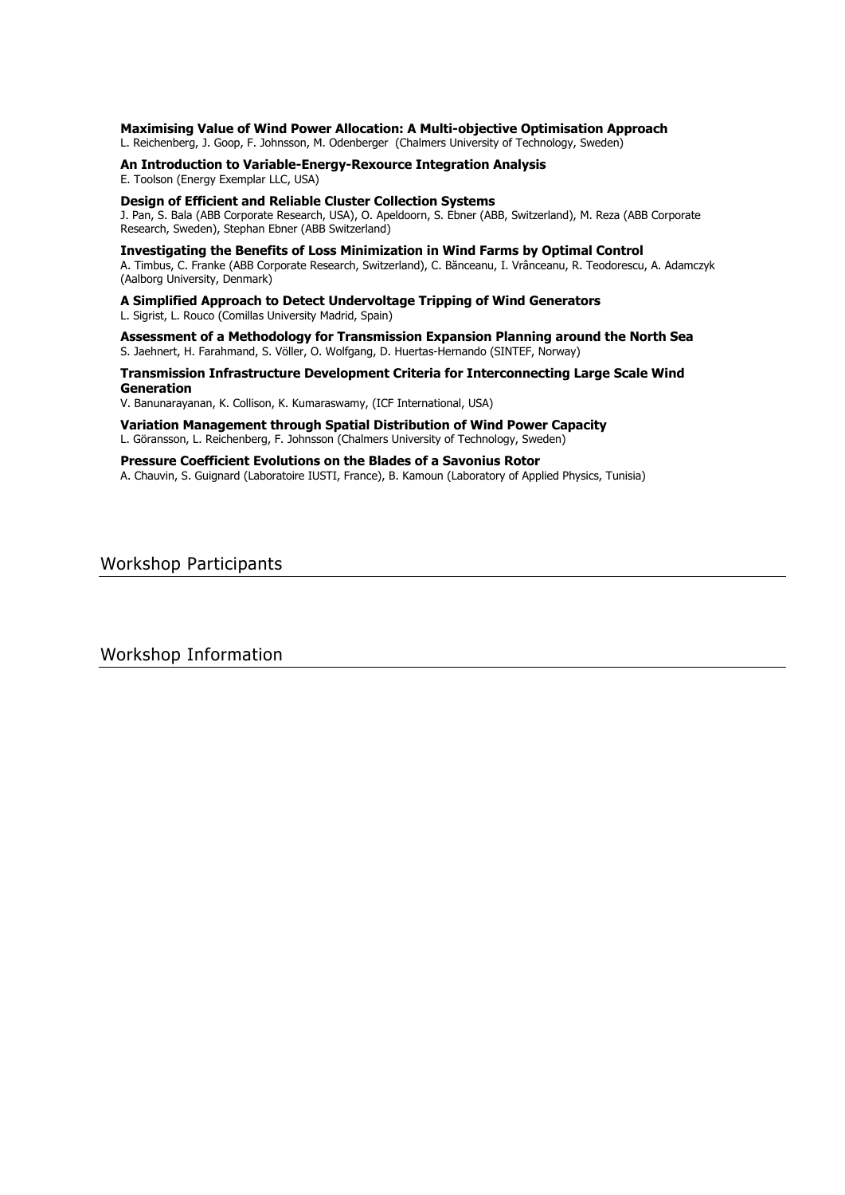**Maximising Value of Wind Power Allocation: A Multi-objective Optimisation Approach**
L. Reichenberg, J. Goop, F. Johnsson, M. Odenberger (Chalmers University of Technology, Sweden)

**An Introduction to Variable-Energy-Rexource Integration Analysis**
E. Toolson (Energy Exemplar LLC, USA)

**Design of Efficient and Reliable Cluster Collection Systems**
J. Pan, S. Bala (ABB Corporate Research, USA), O. Apeldoorn, S. Ebner (ABB, Switzerland), M. Reza (ABB Corporate Research, Sweden), Stephan Ebner (ABB Switzerland)

**Investigating the Benefits of Loss Minimization in Wind Farms by Optimal Control**
A. Timbus, C. Franke (ABB Corporate Research, Switzerland), C. Bănceanu, I. Vrânceanu, R. Teodorescu, A. Adamczyk (Aalborg University, Denmark)

**A Simplified Approach to Detect Undervoltage Tripping of Wind Generators**
L. Sigrist, L. Rouco (Comillas University Madrid, Spain)

**Assessment of a Methodology for Transmission Expansion Planning around the North Sea**
S. Jaehnert, H. Farahmand, S. Völler, O. Wolfgang, D. Huertas-Hernando (SINTEF, Norway)

**Transmission Infrastructure Development Criteria for Interconnecting Large Scale Wind Generation**
V. Banunarayanan, K. Collison, K. Kumaraswamy, (ICF International, USA)

**Variation Management through Spatial Distribution of Wind Power Capacity**
L. Göransson, L. Reichenberg, F. Johnsson (Chalmers University of Technology, Sweden)

**Pressure Coefficient Evolutions on the Blades of a Savonius Rotor**
A. Chauvin, S. Guignard (Laboratoire IUSTI, France), B. Kamoun (Laboratory of Applied Physics, Tunisia)

## Workshop Participants

## Workshop Information